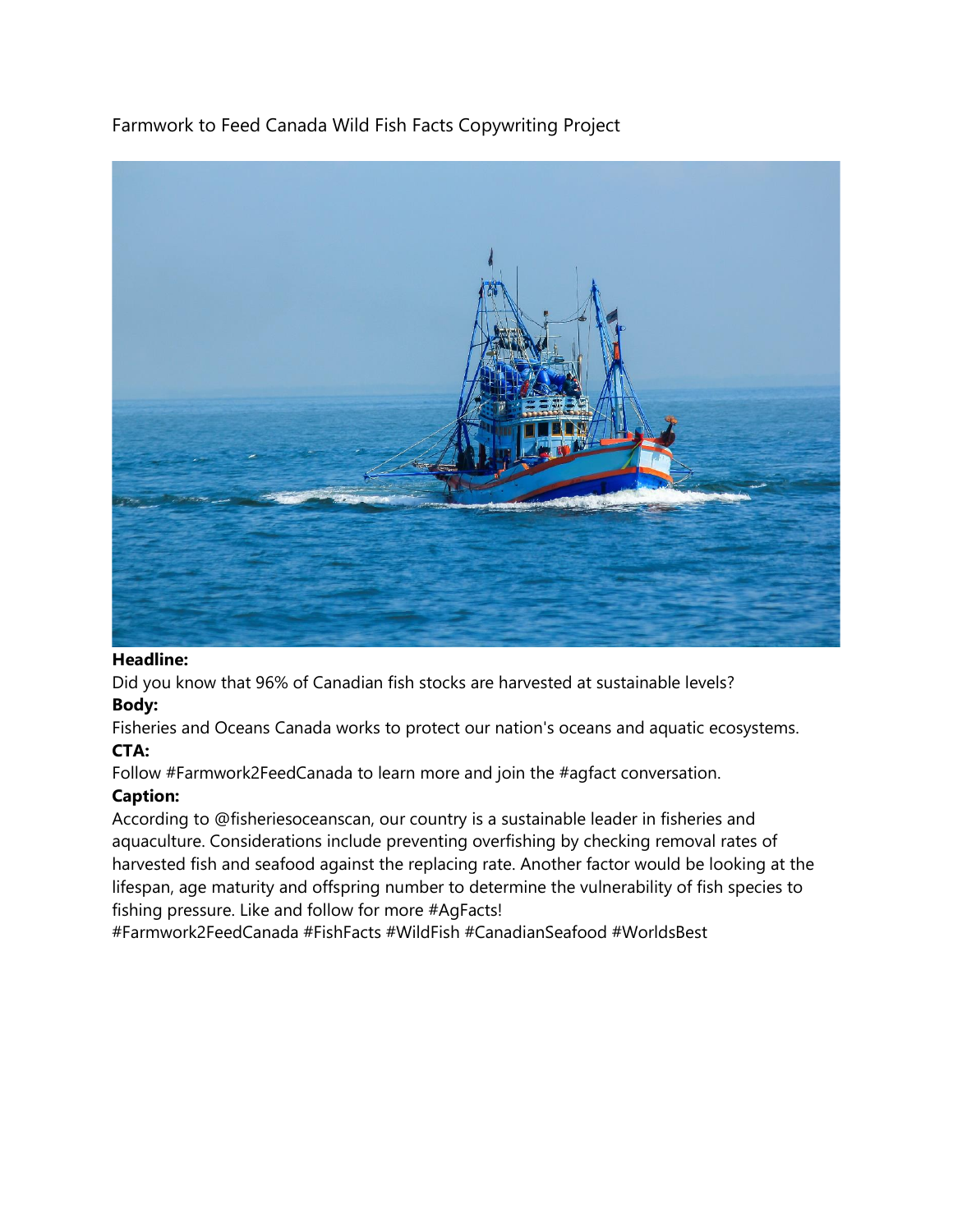Farmwork to Feed Canada Wild Fish Facts Copywriting Project

**Headline:**

Did you know that 96% of Canadian fish stocks are harvested at sustainable levels?

**Body:**

Fisheries and Oceans Canada works to protect our nation's oceans and aquatic ecosystems.

**CTA:**

Follow #Farmwork2FeedCanada to learn more and join the #agfact conversation.

**Caption:**

According to @fisheriesoceanscan, our country is a sustainable leader in fisheries and aquaculture. Considerations include preventing overfishing by checking removal rates of harvested fish and seafood against the replacing rate. Another factor would be looking at the lifespan, age maturity and offspring number to determine the vulnerability of fish species to fishing pressure. Like and follow for more #AgFacts!
#Farmwork2FeedCanada #FishFacts #WildFish #CanadianSeafood #WorldsBest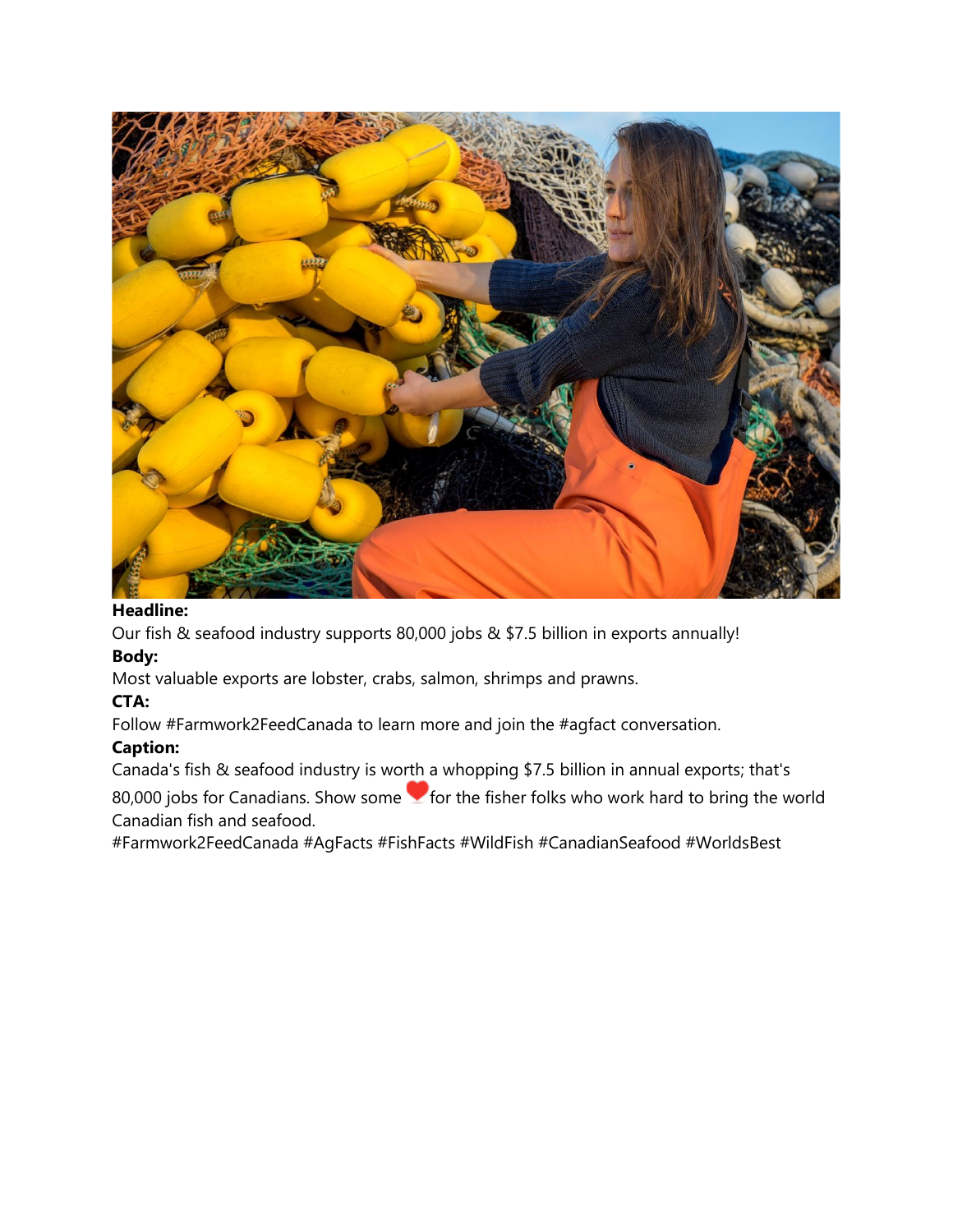**Headline:**

Our fish & seafood industry supports 80,000 jobs & $7.5 billion in exports annually!

**Body:**

Most valuable exports are lobster, crabs, salmon, shrimps and prawns.

**CTA:**

Follow #Farmwork2FeedCanada to learn more and join the #agfact conversation.

**Caption:**

Canada's fish & seafood industry is worth a whopping $7.5 billion in annual exports; that's 80,000 jobs for Canadians. Show some ❤️ for the fisher folks who work hard to bring the world Canadian fish and seafood.

#Farmwork2FeedCanada #AgFacts #FishFacts #WildFish #CanadianSeafood #WorldsBest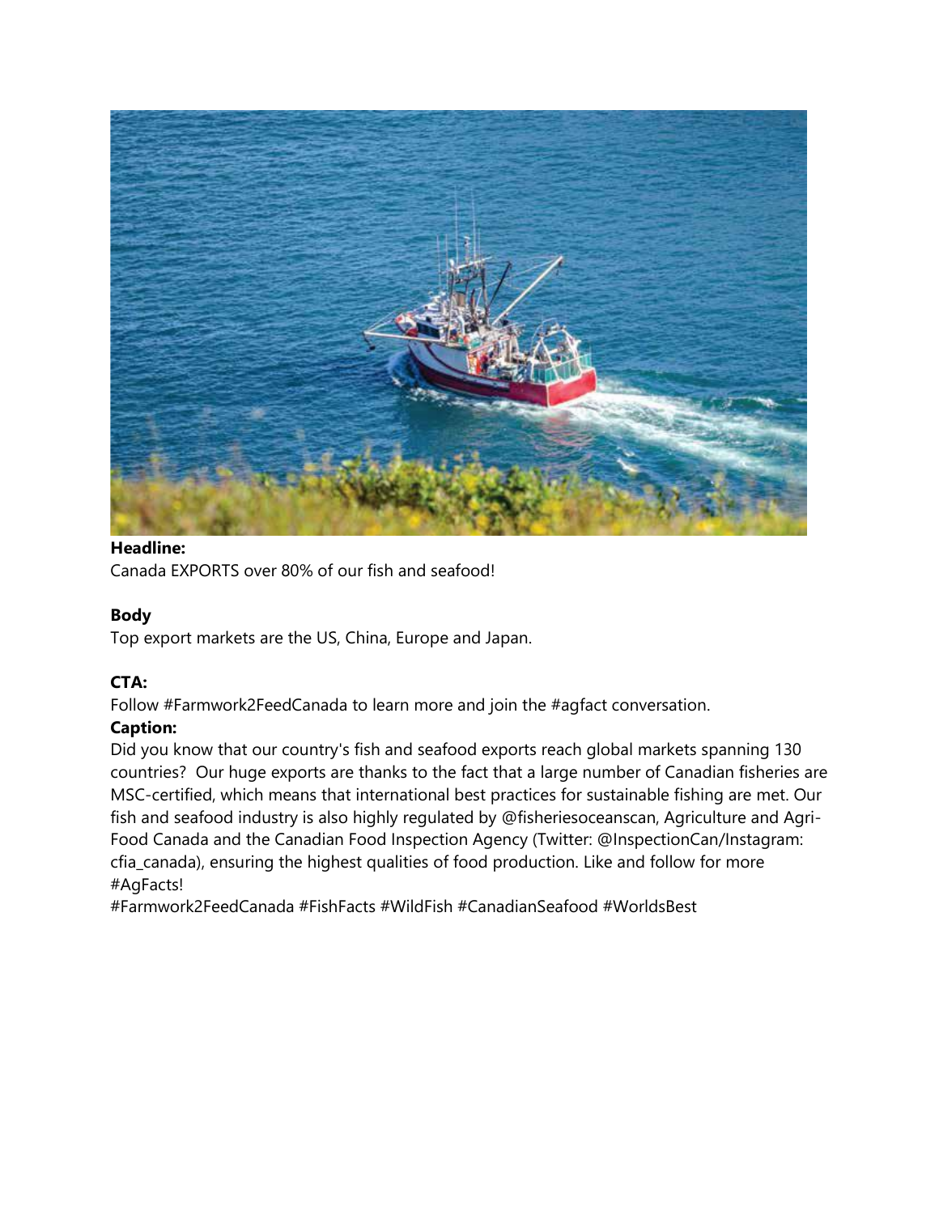**Headline:**

Canada EXPORTS over 80% of our fish and seafood!

**Body**

Top export markets are the US, China, Europe and Japan.

**CTA:**

Follow #Farmwork2FeedCanada to learn more and join the #agfact conversation.

**Caption:**

Did you know that our country's fish and seafood exports reach global markets spanning 130 countries? Our huge exports are thanks to the fact that a large number of Canadian fisheries are MSC-certified, which means that international best practices for sustainable fishing are met. Our fish and seafood industry is also highly regulated by @fisheriesoceanscan, Agriculture and Agri-Food Canada and the Canadian Food Inspection Agency (Twitter: @InspectionCan/Instagram: cfia_canada), ensuring the highest qualities of food production. Like and follow for more #AgFacts!

#Farmwork2FeedCanada #FishFacts #WildFish #CanadianSeafood #WorldsBest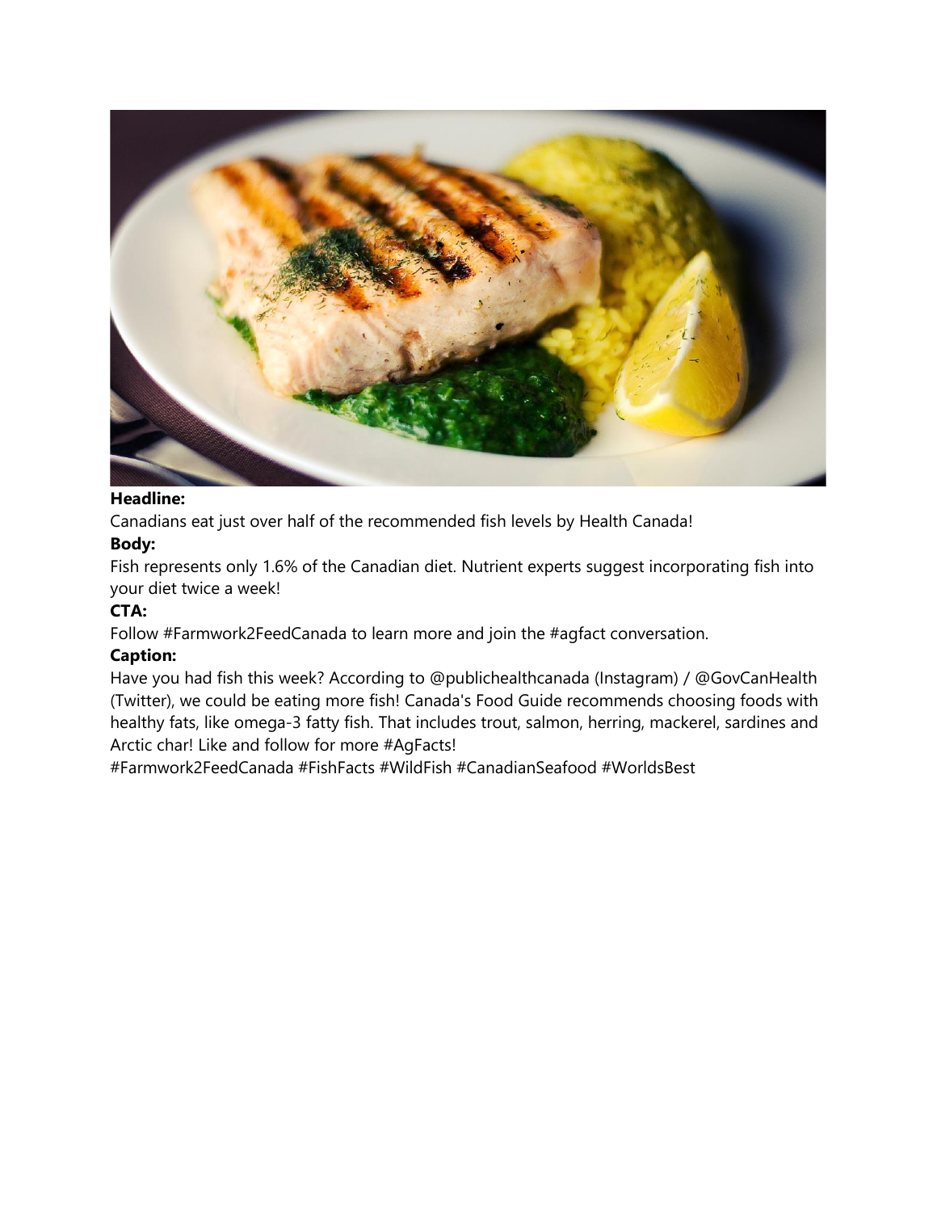**Headline:**

Canadians eat just over half of the recommended fish levels by Health Canada!

**Body:**

Fish represents only 1.6% of the Canadian diet. Nutrient experts suggest incorporating fish into your diet twice a week!

**CTA:**

Follow #Farmwork2FeedCanada to learn more and join the #agfact conversation.

**Caption:**

Have you had fish this week? According to @publichealthcanada (Instagram) / @GovCanHealth (Twitter), we could be eating more fish! Canada's Food Guide recommends choosing foods with healthy fats, like omega-3 fatty fish. That includes trout, salmon, herring, mackerel, sardines and Arctic char! Like and follow for more #AgFacts!

#Farmwork2FeedCanada #FishFacts #WildFish #CanadianSeafood #WorldsBest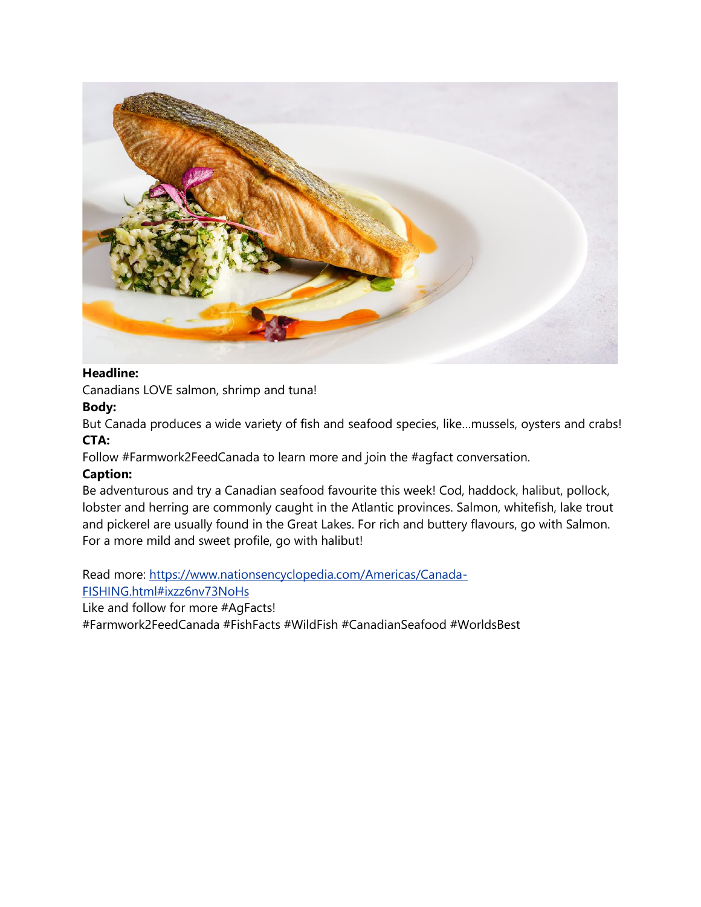**Headline:**

Canadians LOVE salmon, shrimp and tuna!

**Body:**

But Canada produces a wide variety of fish and seafood species, like…mussels, oysters and crabs!

**CTA:**

Follow #Farmwork2FeedCanada to learn more and join the #agfact conversation.

**Caption:**

Be adventurous and try a Canadian seafood favourite this week! Cod, haddock, halibut, pollock, lobster and herring are commonly caught in the Atlantic provinces. Salmon, whitefish, lake trout and pickerel are usually found in the Great Lakes. For rich and buttery flavours, go with Salmon. For a more mild and sweet profile, go with halibut!

Read more: [https://www.nationsencyclopedia.com/Americas/Canada-FISHING.html#ixzz6nv73NoHs](https://www.nationsencyclopedia.com/Americas/Canada-FISHING.html#ixzz6nv73NoHs)

Like and follow for more #AgFacts!

#Farmwork2FeedCanada #FishFacts #WildFish #CanadianSeafood #WorldsBest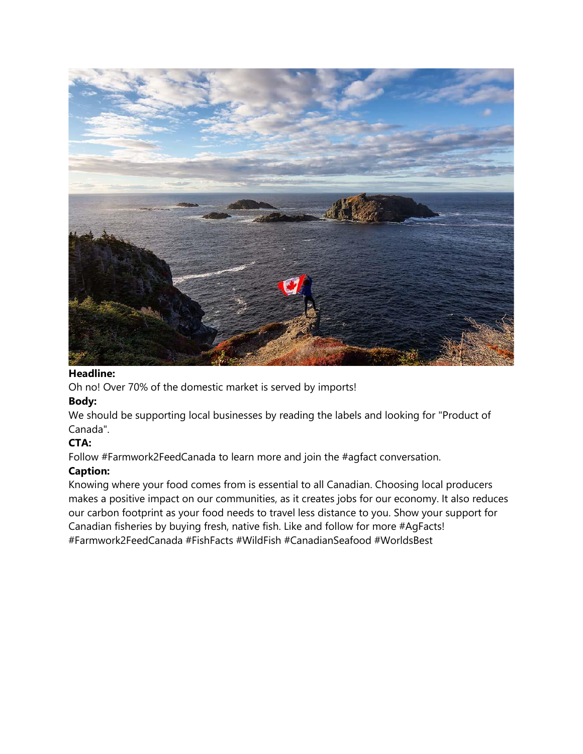**Headline:**

Oh no! Over 70% of the domestic market is served by imports!

**Body:**

We should be supporting local businesses by reading the labels and looking for "Product of Canada".

**CTA:**

Follow #Farmwork2FeedCanada to learn more and join the #agfact conversation.

**Caption:**

Knowing where your food comes from is essential to all Canadian. Choosing local producers makes a positive impact on our communities, as it creates jobs for our economy. It also reduces our carbon footprint as your food needs to travel less distance to you. Show your support for Canadian fisheries by buying fresh, native fish. Like and follow for more #AgFacts! #Farmwork2FeedCanada #FishFacts #WildFish #CanadianSeafood #WorldsBest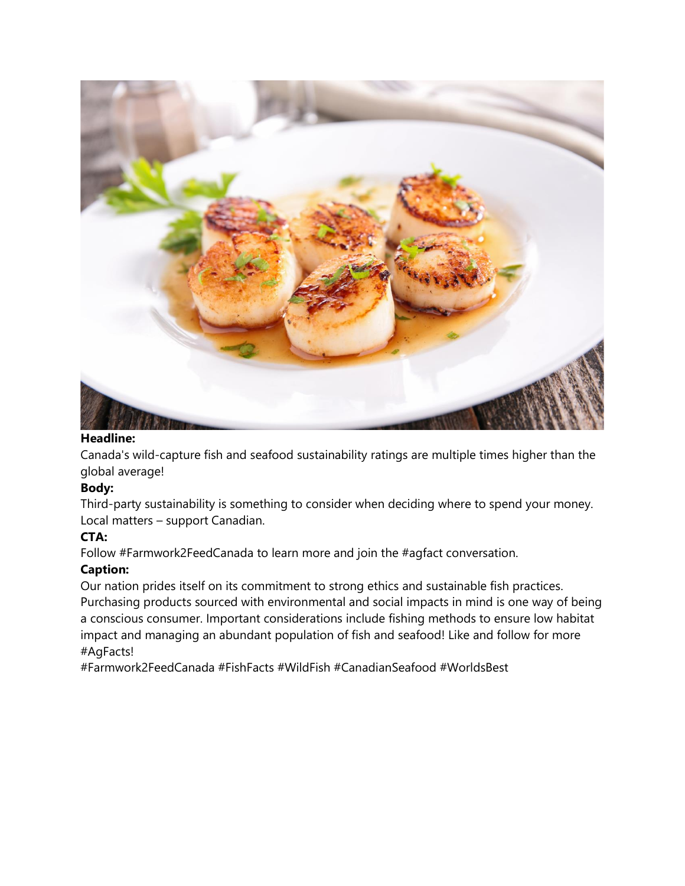**Headline:**

Canada's wild-capture fish and seafood sustainability ratings are multiple times higher than the global average!

**Body:**

Third-party sustainability is something to consider when deciding where to spend your money. Local matters – support Canadian.

**CTA:**

Follow #Farmwork2FeedCanada to learn more and join the #agfact conversation.

**Caption:**

Our nation prides itself on its commitment to strong ethics and sustainable fish practices. Purchasing products sourced with environmental and social impacts in mind is one way of being a conscious consumer. Important considerations include fishing methods to ensure low habitat impact and managing an abundant population of fish and seafood! Like and follow for more #AgFacts!

#Farmwork2FeedCanada #FishFacts #WildFish #CanadianSeafood #WorldsBest